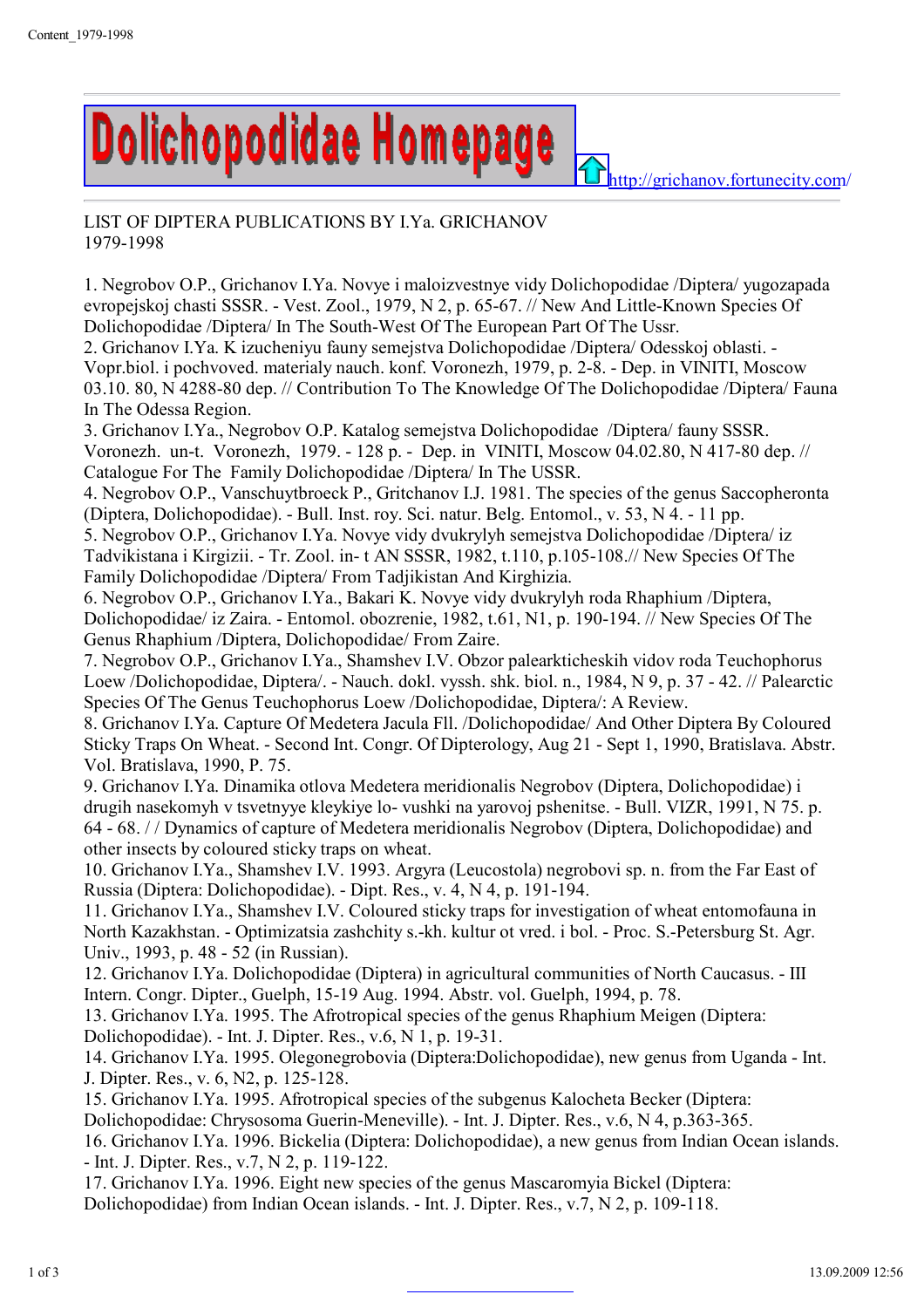# Dolichopodidae Homepage

http://grichanov.fortunecity.com/

LIST OF DIPTERA PUBLICATIONS BY I.Ya. GRICHANOV
1979-1998

1. Negrobov O.P., Grichanov I.Ya. Novye i maloizvestnye vidy Dolichopodidae /Diptera/ yugozapada evropejskoj chasti SSSR. - Vest. Zool., 1979, N 2, p. 65-67. // New And Little-Known Species Of Dolichopodidae /Diptera/ In The South-West Of The European Part Of The Ussr.
2. Grichanov I.Ya. K izucheniyu fauny semejstva Dolichopodidae /Diptera/ Odesskoj oblasti. - Vopr.biol. i pochvoved. materialy nauch. konf. Voronezh, 1979, p. 2-8. - Dep. in VINITI, Moscow 03.10. 80, N 4288-80 dep. // Contribution To The Knowledge Of The Dolichopodidae /Diptera/ Fauna In The Odessa Region.
3. Grichanov I.Ya., Negrobov O.P. Katalog semejstva Dolichopodidae /Diptera/ fauny SSSR. Voronezh. un-t. Voronezh, 1979. - 128 p. - Dep. in VINITI, Moscow 04.02.80, N 417-80 dep. // Catalogue For The Family Dolichopodidae /Diptera/ In The USSR.
4. Negrobov O.P., Vanschuytbroeck P., Gritchanov I.J. 1981. The species of the genus Saccopheronta (Diptera, Dolichopodidae). - Bull. Inst. roy. Sci. natur. Belg. Entomol., v. 53, N 4. - 11 pp.
5. Negrobov O.P., Grichanov I.Ya. Novye vidy dvukrylyh semejstva Dolichopodidae /Diptera/ iz Tadvikistana i Kirgizii. - Tr. Zool. in- t AN SSSR, 1982, t.110, p.105-108.// New Species Of The Family Dolichopodidae /Diptera/ From Tadjikistan And Kirghizia.
6. Negrobov O.P., Grichanov I.Ya., Bakari K. Novye vidy dvukrylyh roda Rhaphium /Diptera, Dolichopodidae/ iz Zaira. - Entomol. obozrenie, 1982, t.61, N1, p. 190-194. // New Species Of The Genus Rhaphium /Diptera, Dolichopodidae/ From Zaire.
7. Negrobov O.P., Grichanov I.Ya., Shamshev I.V. Obzor palearkticheskih vidov roda Teuchophorus Loew /Dolichopodidae, Diptera/. - Nauch. dokl. vyssh. shk. biol. n., 1984, N 9, p. 37 - 42. // Palearctic Species Of The Genus Teuchophorus Loew /Dolichopodidae, Diptera/: A Review.
8. Grichanov I.Ya. Capture Of Medetera Jacula Fll. /Dolichopodidae/ And Other Diptera By Coloured Sticky Traps On Wheat. - Second Int. Congr. Of Dipterology, Aug 21 - Sept 1, 1990, Bratislava. Abstr. Vol. Bratislava, 1990, P. 75.
9. Grichanov I.Ya. Dinamika otlova Medetera meridionalis Negrobov (Diptera, Dolichopodidae) i drugih nasekomyh v tsvetnyye kleykiye lo- vushki na yarovoj pshenitse. - Bull. VIZR, 1991, N 75. p. 64 - 68. / / Dynamics of capture of Medetera meridionalis Negrobov (Diptera, Dolichopodidae) and other insects by coloured sticky traps on wheat.
10. Grichanov I.Ya., Shamshev I.V. 1993. Argyra (Leucostola) negrobovi sp. n. from the Far East of Russia (Diptera: Dolichopodidae). - Dipt. Res., v. 4, N 4, p. 191-194.
11. Grichanov I.Ya., Shamshev I.V. Coloured sticky traps for investigation of wheat entomofauna in North Kazakhstan. - Optimizatsia zashchity s.-kh. kultur ot vred. i bol. - Proc. S.-Petersburg St. Agr. Univ., 1993, p. 48 - 52 (in Russian).
12. Grichanov I.Ya. Dolichopodidae (Diptera) in agricultural communities of North Caucasus. - III Intern. Congr. Dipter., Guelph, 15-19 Aug. 1994. Abstr. vol. Guelph, 1994, p. 78.
13. Grichanov I.Ya. 1995. The Afrotropical species of the genus Rhaphium Meigen (Diptera: Dolichopodidae). - Int. J. Dipter. Res., v.6, N 1, p. 19-31.
14. Grichanov I.Ya. 1995. Olegonegrobovia (Diptera:Dolichopodidae), new genus from Uganda - Int. J. Dipter. Res., v. 6, N2, p. 125-128.
15. Grichanov I.Ya. 1995. Afrotropical species of the subgenus Kalocheta Becker (Diptera: Dolichopodidae: Chrysosoma Guerin-Meneville). - Int. J. Dipter. Res., v.6, N 4, p.363-365.
16. Grichanov I.Ya. 1996. Bickelia (Diptera: Dolichopodidae), a new genus from Indian Ocean islands. - Int. J. Dipter. Res., v.7, N 2, p. 119-122.
17. Grichanov I.Ya. 1996. Eight new species of the genus Mascaromyia Bickel (Diptera: Dolichopodidae) from Indian Ocean islands. - Int. J. Dipter. Res., v.7, N 2, p. 109-118.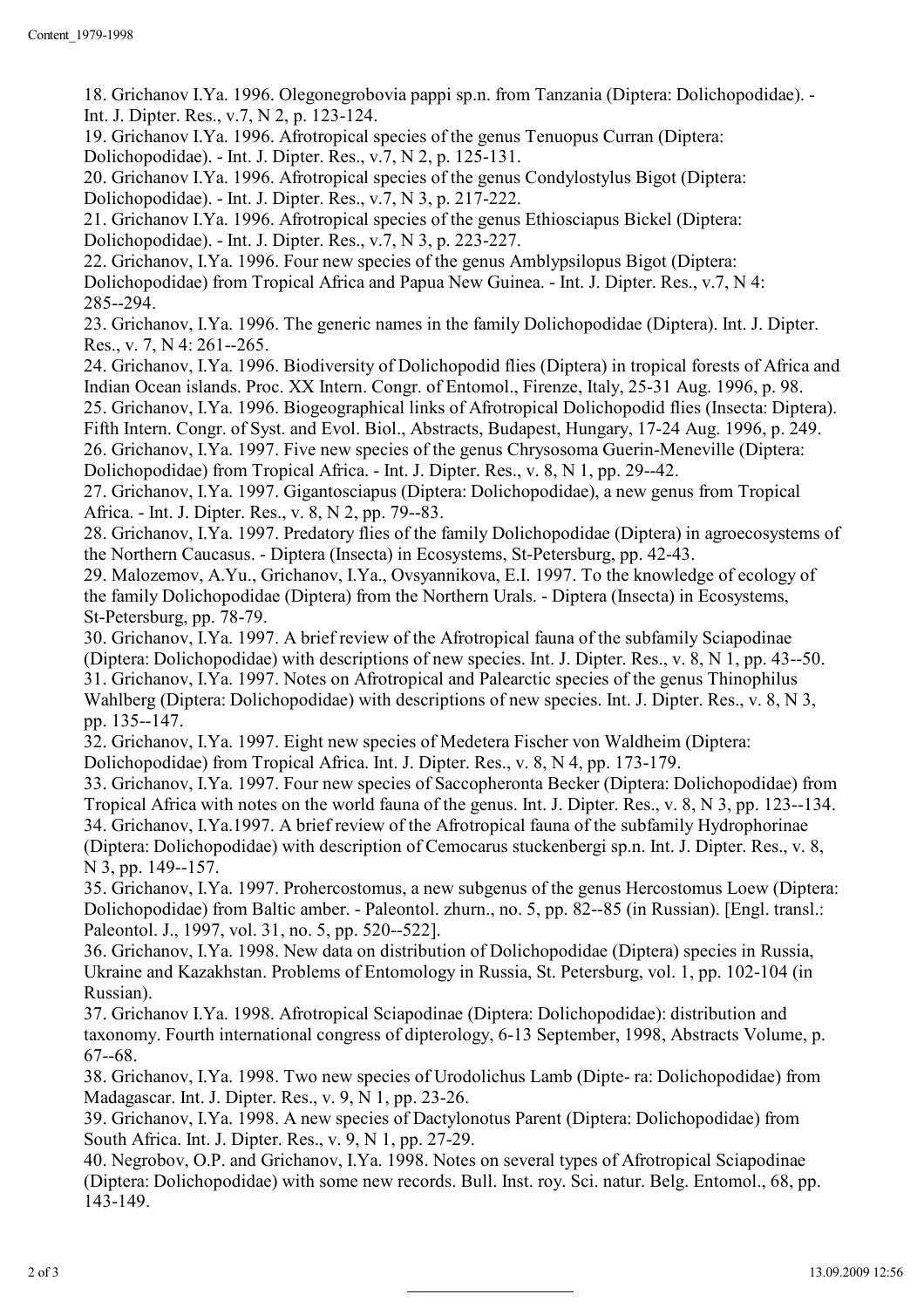18. Grichanov I.Ya. 1996. Olegonegrobovia pappi sp.n. from Tanzania (Diptera: Dolichopodidae). - Int. J. Dipter. Res., v.7, N 2, p. 123-124.
19. Grichanov I.Ya. 1996. Afrotropical species of the genus Tenuopus Curran (Diptera: Dolichopodidae). - Int. J. Dipter. Res., v.7, N 2, p. 125-131.
20. Grichanov I.Ya. 1996. Afrotropical species of the genus Condylostylus Bigot (Diptera: Dolichopodidae). - Int. J. Dipter. Res., v.7, N 3, p. 217-222.
21. Grichanov I.Ya. 1996. Afrotropical species of the genus Ethiosciapus Bickel (Diptera: Dolichopodidae). - Int. J. Dipter. Res., v.7, N 3, p. 223-227.
22. Grichanov, I.Ya. 1996. Four new species of the genus Amblypsilopus Bigot (Diptera: Dolichopodidae) from Tropical Africa and Papua New Guinea. - Int. J. Dipter. Res., v.7, N 4: 285--294.
23. Grichanov, I.Ya. 1996. The generic names in the family Dolichopodidae (Diptera). Int. J. Dipter. Res., v. 7, N 4: 261--265.
24. Grichanov, I.Ya. 1996. Biodiversity of Dolichopodid flies (Diptera) in tropical forests of Africa and Indian Ocean islands. Proc. XX Intern. Congr. of Entomol., Firenze, Italy, 25-31 Aug. 1996, p. 98.
25. Grichanov, I.Ya. 1996. Biogeographical links of Afrotropical Dolichopodid flies (Insecta: Diptera). Fifth Intern. Congr. of Syst. and Evol. Biol., Abstracts, Budapest, Hungary, 17-24 Aug. 1996, p. 249.
26. Grichanov, I.Ya. 1997. Five new species of the genus Chrysosoma Guerin-Meneville (Diptera: Dolichopodidae) from Tropical Africa. - Int. J. Dipter. Res., v. 8, N 1, pp. 29--42.
27. Grichanov, I.Ya. 1997. Gigantosciapus (Diptera: Dolichopodidae), a new genus from Tropical Africa. - Int. J. Dipter. Res., v. 8, N 2, pp. 79--83.
28. Grichanov, I.Ya. 1997. Predatory flies of the family Dolichopodidae (Diptera) in agroecosystems of the Northern Caucasus. - Diptera (Insecta) in Ecosystems, St-Petersburg, pp. 42-43.
29. Malozemov, A.Yu., Grichanov, I.Ya., Ovsyannikova, E.I. 1997. To the knowledge of ecology of the family Dolichopodidae (Diptera) from the Northern Urals. - Diptera (Insecta) in Ecosystems, St-Petersburg, pp. 78-79.
30. Grichanov, I.Ya. 1997. A brief review of the Afrotropical fauna of the subfamily Sciapodinae (Diptera: Dolichopodidae) with descriptions of new species. Int. J. Dipter. Res., v. 8, N 1, pp. 43--50.
31. Grichanov, I.Ya. 1997. Notes on Afrotropical and Palearctic species of the genus Thinophilus Wahlberg (Diptera: Dolichopodidae) with descriptions of new species. Int. J. Dipter. Res., v. 8, N 3, pp. 135--147.
32. Grichanov, I.Ya. 1997. Eight new species of Medetera Fischer von Waldheim (Diptera: Dolichopodidae) from Tropical Africa. Int. J. Dipter. Res., v. 8, N 4, pp. 173-179.
33. Grichanov, I.Ya. 1997. Four new species of Saccopheronta Becker (Diptera: Dolichopodidae) from Tropical Africa with notes on the world fauna of the genus. Int. J. Dipter. Res., v. 8, N 3, pp. 123--134.
34. Grichanov, I.Ya.1997. A brief review of the Afrotropical fauna of the subfamily Hydrophorinae (Diptera: Dolichopodidae) with description of Cemocarus stuckenbergi sp.n. Int. J. Dipter. Res., v. 8, N 3, pp. 149--157.
35. Grichanov, I.Ya. 1997. Prohercostomus, a new subgenus of the genus Hercostomus Loew (Diptera: Dolichopodidae) from Baltic amber. - Paleontol. zhurn., no. 5, pp. 82--85 (in Russian). [Engl. transl.: Paleontol. J., 1997, vol. 31, no. 5, pp. 520--522].
36. Grichanov, I.Ya. 1998. New data on distribution of Dolichopodidae (Diptera) species in Russia, Ukraine and Kazakhstan. Problems of Entomology in Russia, St. Petersburg, vol. 1, pp. 102-104 (in Russian).
37. Grichanov I.Ya. 1998. Afrotropical Sciapodinae (Diptera: Dolichopodidae): distribution and taxonomy. Fourth international congress of dipterology, 6-13 September, 1998, Abstracts Volume, p. 67--68.
38. Grichanov, I.Ya. 1998. Two new species of Urodolichus Lamb (Dipte- ra: Dolichopodidae) from Madagascar. Int. J. Dipter. Res., v. 9, N 1, pp. 23-26.
39. Grichanov, I.Ya. 1998. A new species of Dactylonotus Parent (Diptera: Dolichopodidae) from South Africa. Int. J. Dipter. Res., v. 9, N 1, pp. 27-29.
40. Negrobov, O.P. and Grichanov, I.Ya. 1998. Notes on several types of Afrotropical Sciapodinae (Diptera: Dolichopodidae) with some new records. Bull. Inst. roy. Sci. natur. Belg. Entomol., 68, pp. 143-149.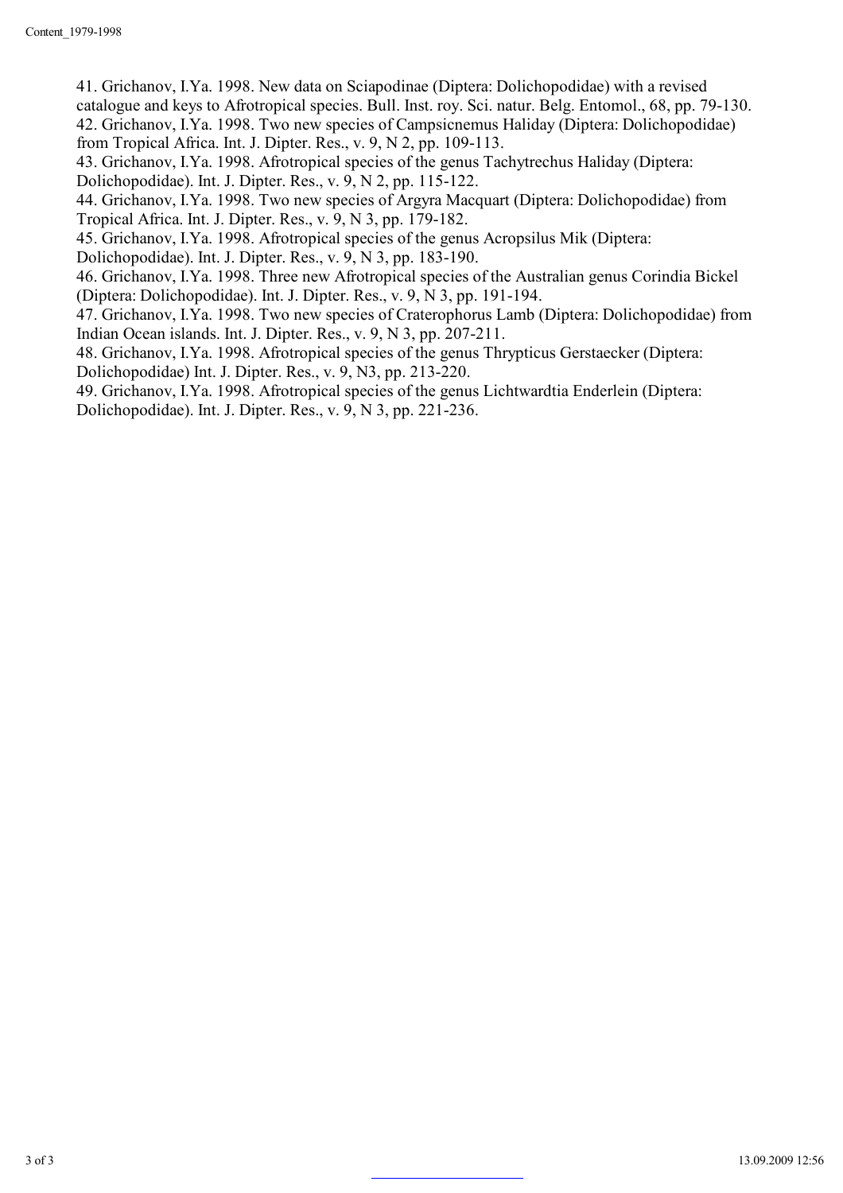41. Grichanov, I.Ya. 1998. New data on Sciapodinae (Diptera: Dolichopodidae) with a revised catalogue and keys to Afrotropical species. Bull. Inst. roy. Sci. natur. Belg. Entomol., 68, pp. 79-130.
42. Grichanov, I.Ya. 1998. Two new species of Campsicnemus Haliday (Diptera: Dolichopodidae) from Tropical Africa. Int. J. Dipter. Res., v. 9, N 2, pp. 109-113.
43. Grichanov, I.Ya. 1998. Afrotropical species of the genus Tachytrechus Haliday (Diptera: Dolichopodidae). Int. J. Dipter. Res., v. 9, N 2, pp. 115-122.
44. Grichanov, I.Ya. 1998. Two new species of Argyra Macquart (Diptera: Dolichopodidae) from Tropical Africa. Int. J. Dipter. Res., v. 9, N 3, pp. 179-182.
45. Grichanov, I.Ya. 1998. Afrotropical species of the genus Acropsilus Mik (Diptera: Dolichopodidae). Int. J. Dipter. Res., v. 9, N 3, pp. 183-190.
46. Grichanov, I.Ya. 1998. Three new Afrotropical species of the Australian genus Corindia Bickel (Diptera: Dolichopodidae). Int. J. Dipter. Res., v. 9, N 3, pp. 191-194.
47. Grichanov, I.Ya. 1998. Two new species of Craterophorus Lamb (Diptera: Dolichopodidae) from Indian Ocean islands. Int. J. Dipter. Res., v. 9, N 3, pp. 207-211.
48. Grichanov, I.Ya. 1998. Afrotropical species of the genus Thrypticus Gerstaecker (Diptera: Dolichopodidae) Int. J. Dipter. Res., v. 9, N3, pp. 213-220.
49. Grichanov, I.Ya. 1998. Afrotropical species of the genus Lichtwardtia Enderlein (Diptera: Dolichopodidae). Int. J. Dipter. Res., v. 9, N 3, pp. 221-236.